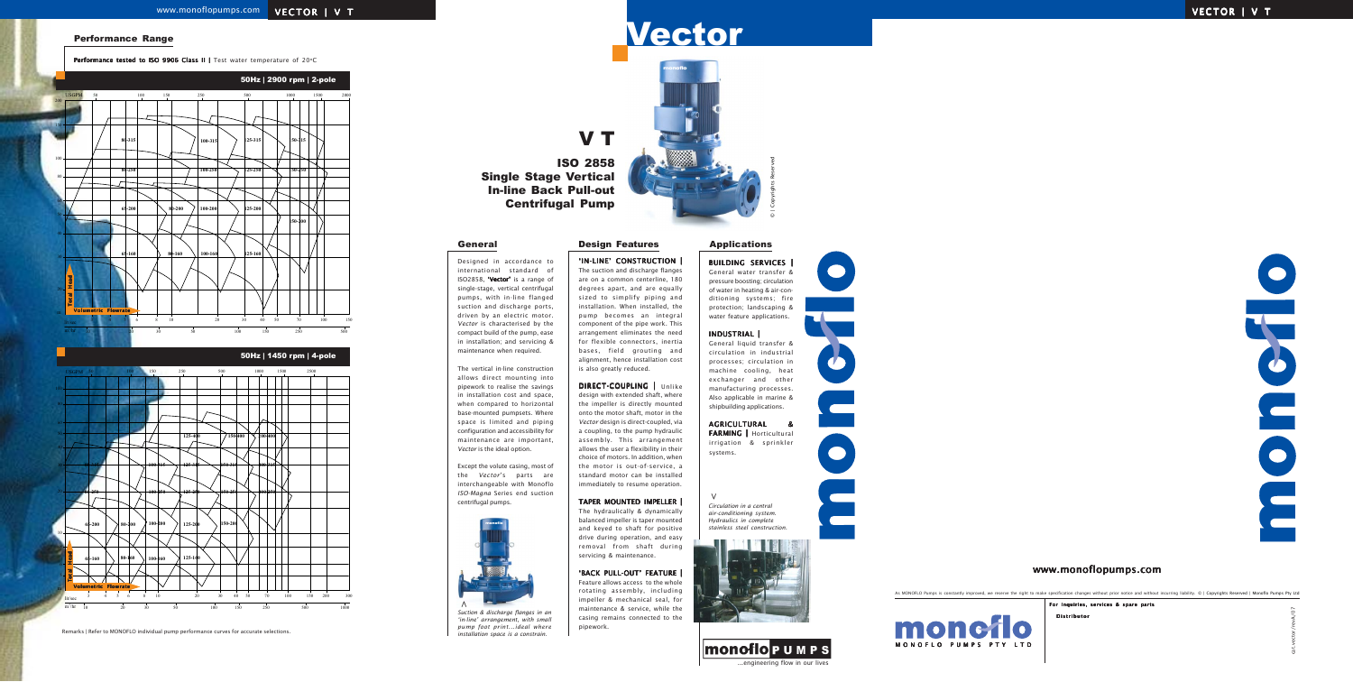# Vector

## V T

### ISO 2858 Single Stage Vertical In-line Back Pull-out Centrifugal Pump

© | Copyrights Reserved

## Performance Range

**Performance tested to ISO 9906 Class II |** Test water temperature of 20°C

**50Hz | 2900 rpm | 2-pole**

65-315, 80-315, 100-315, 125-315, 150-315, 65-250, 80-250, 100-250, 125-250, 150-250, 65-200, 80-200, 100-200, 125-200, 150-200, 65-160, 80-160, 100-160, 125-160

Total Head — Volumetric Flowrate

**50Hz | 1450 rpm | 4-pole**

125-400, 150-400, 200-400, 100-315, 125-315, 150-315, 200-315, 65-250, 80-250, 100-250, 125-250, 150-250, 200-250, 65-200, 80-200, 100-200, 125-200, 150-200, 65-160, 80-160, 100-160, 125-160

Total Head — Volumetric Flowrate

Remarks | Refer to MONOFLO individual pump performance curves for accurate selections.

## General

Designed in accordance to international standard of ISO2858, **'Vector'** is a range of single-stage, vertical centrifugal pumps, with in-line flanged suction and discharge ports, driven by an electric motor. *Vector* is characterised by the compact build of the pump, ease in installation; and servicing & maintenance when required.

The vertical in-line construction allows direct mounting into pipework to realise the savings in installation cost and space, when compared to horizontal base-mounted pumpsets. Where space is limited and piping configuration and accessibility for maintenance are important, *Vector* is the ideal option.

Except the volute casing, most of the *Vector*'s parts are interchangeable with Monoflo *ISO-Magna* Series end suction centrifugal pumps.

*Suction & discharge flanges in an 'in-line' arrangement, with small pump foot print...ideal where installation space is a constrain.*

## Design Features

**'IN-LINE' CONSTRUCTION |** The suction and discharge flanges are on a common centerline, 180 degrees apart, and are equally sized to simplify piping and installation. When installed, the pump becomes an integral component of the pipe work. This arrangement eliminates the need for flexible connectors, inertia bases, field grouting and alignment, hence installation cost is also greatly reduced.

**DIRECT-COUPLING |** Unlike design with extended shaft, where the impeller is directly mounted onto the motor shaft, motor in the *Vector* design is direct-coupled, via a coupling, to the pump hydraulic assembly. This arrangement allows the user a flexibility in their choice of motors. In addition, when the motor is out-of-service, a standard motor can be installed immediately to resume operation.

**TAPER MOUNTED IMPELLER |** The hydraulically & dynamically balanced impeller is taper mounted and keyed to shaft for positive drive during operation, and easy removal from shaft during servicing & maintenance.

**'BACK PULL-OUT' FEATURE |** Feature allows access to the whole rotating assembly, including impeller & mechanical seal, for maintenance & service, while the casing remains connected to the pipework.

## Applications

**BUILDING SERVICES |** General water transfer & pressure boosting; circulation of water in heating & air-conditioning systems; fire protection; landscaping & water feature applications.

**INDUSTRIAL |** General liquid transfer & circulation in industrial processes; circulation in machine cooling, heat exchanger and other manufacturing processes. Also applicable in marine & shipbuilding applications.

**AGRICULTURAL & FARMING |** Horticultural irrigation & sprinkler systems.

*Circulation in a central air-conditioning system. Hydraulics in complete stainless steel construction.*

monoflo PUMPS ...engineering flow in our lives

www.monoflopumps.com

As MONOFLO Pumps is constantly improved, we reserve the right to make specification changes without prior notice and without incurring liability. © | Copyrights Reserved | Monoflo Pumps Pty Ltd

**For inquiries, services & spare parts**

**Distributor**

monoflo MONOFLO PUMPS PTY LTD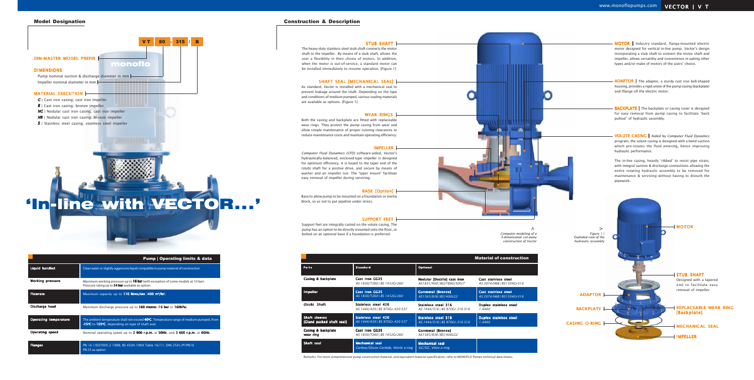## Model Designation

VT 80 - 315 / B

**DIN-MASTER MODEL PREFIX**

**DIMENSIONS**

Pump nominal suction & discharge diameter in mm

Impeller nominal diameter in mm

**MATERIAL EXECUTION**

- *G* | Cast iron casing; cast iron impeller
- *B* | Cast iron casing; bronze impeller
- *NG* | Nodular cast iron casing; cast iron impeller
- *NB* | Nodular cast iron casing; bronze impeller
- *S* | Stainless steel casing; stainless steel impeller

# 'In-line with VECTOR...'

### Pump | Operating limits & data

| | |
|---|---|
| **Liquid handled** | Clean water or slightly-aggressive liquid compatible to pump material of construction |
| **Working pressure** | Maximum working pressure up to **16 bar** (with exception of some models at 10 bar). Pressure rating up to **24 bar** available as option. |
| **Flowrate** | Maximum capacity up to **110 litres/sec** (**400 m³/hr**). |
| **Discharge head** | Maximum discharge pressure up to **160 metres** (**16 bar** or **160kPa**). |
| **Operating temperature** | The ambient temperature shall not exceed **40°C**. Temperature range of medium pumped, from **-15°C** to **105°C**, depending on type of shaft seal. |
| **Operating speed** | Nominal operating speed up to **2 900 r.p.m.** at **50Hz**, and **3 600 r.p.m.** at **60Hz**. |
| **Flanges** | PN 16 \| ISO7005.2 1988; BS 4504-1969 Table 16/11; DIN 2501/P\|PN16 PN 25 as option |

## Construction & Description

### STUB SHAFT

The heavy-duty stainless steel stub shaft connects the motor shaft to the impeller. By means of a stub shaft, allows the user a flexibility in their choice of motors. In addition, when the motor is out-of-service, a standard motor can be installed immediately to resume operation. [Figure 1]

### SHAFT SEAL [MECHANICAL SEAL]

As standard, *Vector* is installed with a mechanical seal to prevent leakage around the shaft. Depending on the type and conditions of medium pumped, various sealing materials are available as options. [Figure 1]

### WEAR RINGS

Both the casing and backplate are fitted with replaceable wear rings. They protect the pump casing from wear and allow simple maintenance of proper running clearances to reduce maintenance costs and maintain operating efficiency.

### IMPELLER

*Computer Fluid Dynamics (CFD)* software-aided, *Vector*'s hydraulically-balanced, enclosed-type impeller is designed for optimum efficiency. It is keyed to the taper end of the (stub) shaft for a positive drive, and secure by means of washer and an impeller nut. The 'taper mount' facilitate easy removal of impeller during servicing.

### BASE [Option]

Base to allow pump to be mounted on a foundation or inertia block, so as not to put pipeline under stress.

### SUPPORT FEET

Support feet are integrally casted on the volute casing. The pump has an option to be directly mounted onto the floor, or bolted on an optional base if a foundation is preferred.

*Computer modeling of a 3-dimensional cut-away construction of Vector*

**MOTOR** | Industry standard, flange-mounted electric motor designed for vertical in-line pump. *Vector*'s design incorporating a stub shaft to connect the motor shaft and impeller, allows versatility and convenience in opting other types and/or make of motors of the users' choice.

**ADAPTOR** | The adaptor, a sturdy cast iron bell-shaped housing, provides a rigid union of the pump casing (backplate) and (flange of) the electric motor.

**BACKPLATE** | The backplate or casing cover is designed for easy removal from pump casing to facilitate 'back pullout' of hydraulic assembly.

**VOLUTE CASING** | Aided by *Computer Fluid Dynamics* program, the volute casing is designed with a bend suction which pre-rotates the fluid entering, hence improving hydraulic performance.

The in-line casing, heavily 'ribbed' to resist pipe strain, with integral suction & discharge connections allowing the entire rotating hydraulic assembly to be removed for maintenance & servicing without having to disturb the pipework.

*Figure 1 | Exploded view of the hydraulic assembly*

MOTOR

STUB SHAFT
Designed with a tapered end to facilitate easy removal of impeller.

ADAPTOR

BACKPLATE

CASING O-RING

REPLACEABLE WEAR RING (Backplate)

MECHANICAL SEAL

IMPELLER

### Material of construction

| Parts | Standard | Optional | |
|---|---|---|---|
| **Casing & backplate** | **Cast iron GG25** *AS 1830/T260 \| BS 1452Gr260* | **Nodular [Ductile] cast iron** *AS1831/400 \| BS2789Gr500/7* | **Cast stainless steel** *AS 2074/H6B \| BS1504Gr316* |
| **Impeller** | **Cast iron GG25** *AS 1830/T260 \| BS 1452Gr260* | **Gunmetal [Bronze]** *AS1565/836 \| BS1400LG2* | **Cast stainless steel** *AS 2074/H6B \| BS1504Gr316* |
| **(Stub) Shaft** | **Stainless steel 420** *AS 1444/420 \| BS 970Gr.420 S37* | **Stainless steel 316** *AS 1444/316 \| BS 970Gr.316 S16* | **Duplex stainless steel** *1.4460* |
| **Shaft sleeves [Gland packed shaft seal]** | **Stainless steel 420** *AS 1444/420 \| BS 970Gr.420 S37* | **Stainless steel 316** *AS 1444/316 \| BS 970Gr.316 S16* | **Duplex stainless steel** *1.4460* |
| **Casing & backplate wear ring** | **Cast iron GG25** *AS 1830/T260 \| BS 1452Gr260* | **Gunmetal [Bronze]** *AS1565/836 \| BS1400LG2* | |
| **Shaft seal** | **Mechanical seal** *Carbon/Silicon Carbide, Nitrile o-ring* | **Mechanical seal** *SiC/SiC, Viton o-ring* | |

Remarks: For more comprehensive pump construction material, and equivalent material specification, refer to MONOFLO Pumps technical data sheets.